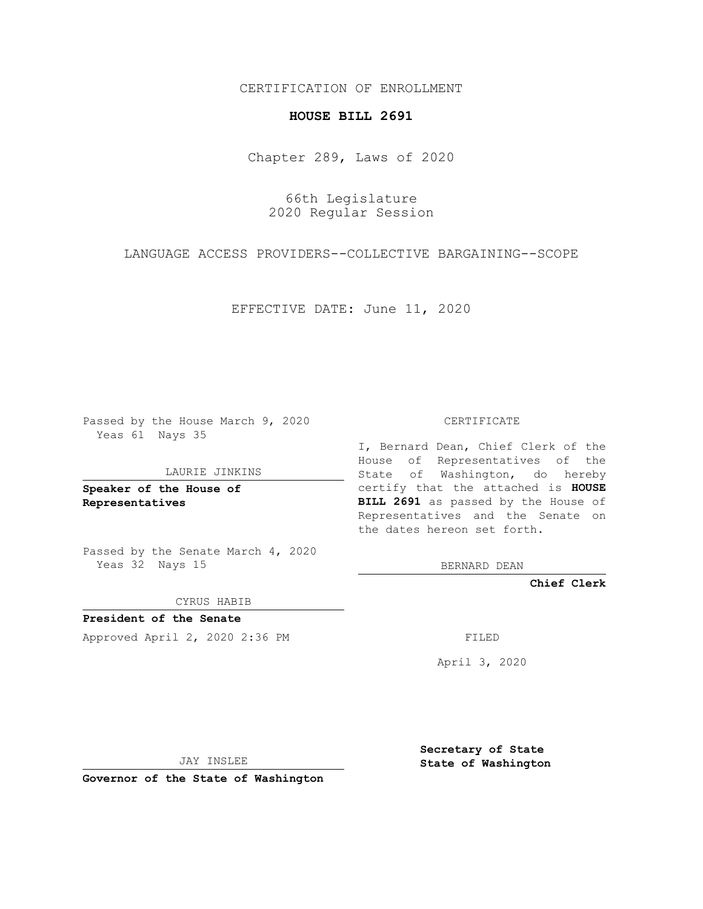CERTIFICATION OF ENROLLMENT

**HOUSE BILL 2691**

Chapter 289, Laws of 2020

66th Legislature
2020 Regular Session

LANGUAGE ACCESS PROVIDERS--COLLECTIVE BARGAINING--SCOPE

EFFECTIVE DATE: June 11, 2020

Passed by the House March 9, 2020
Yeas 61 Nays 35

LAURIE JINKINS

**Speaker of the House of Representatives**

Passed by the Senate March 4, 2020
Yeas 32 Nays 15

CYRUS HABIB

**President of the Senate**

Approved April 2, 2020 2:36 PM

JAY INSLEE

**Governor of the State of Washington**

CERTIFICATE

I, Bernard Dean, Chief Clerk of the House of Representatives of the State of Washington, do hereby certify that the attached is **HOUSE BILL 2691** as passed by the House of Representatives and the Senate on the dates hereon set forth.

BERNARD DEAN

**Chief Clerk**

FILED

April 3, 2020

**Secretary of State**
**State of Washington**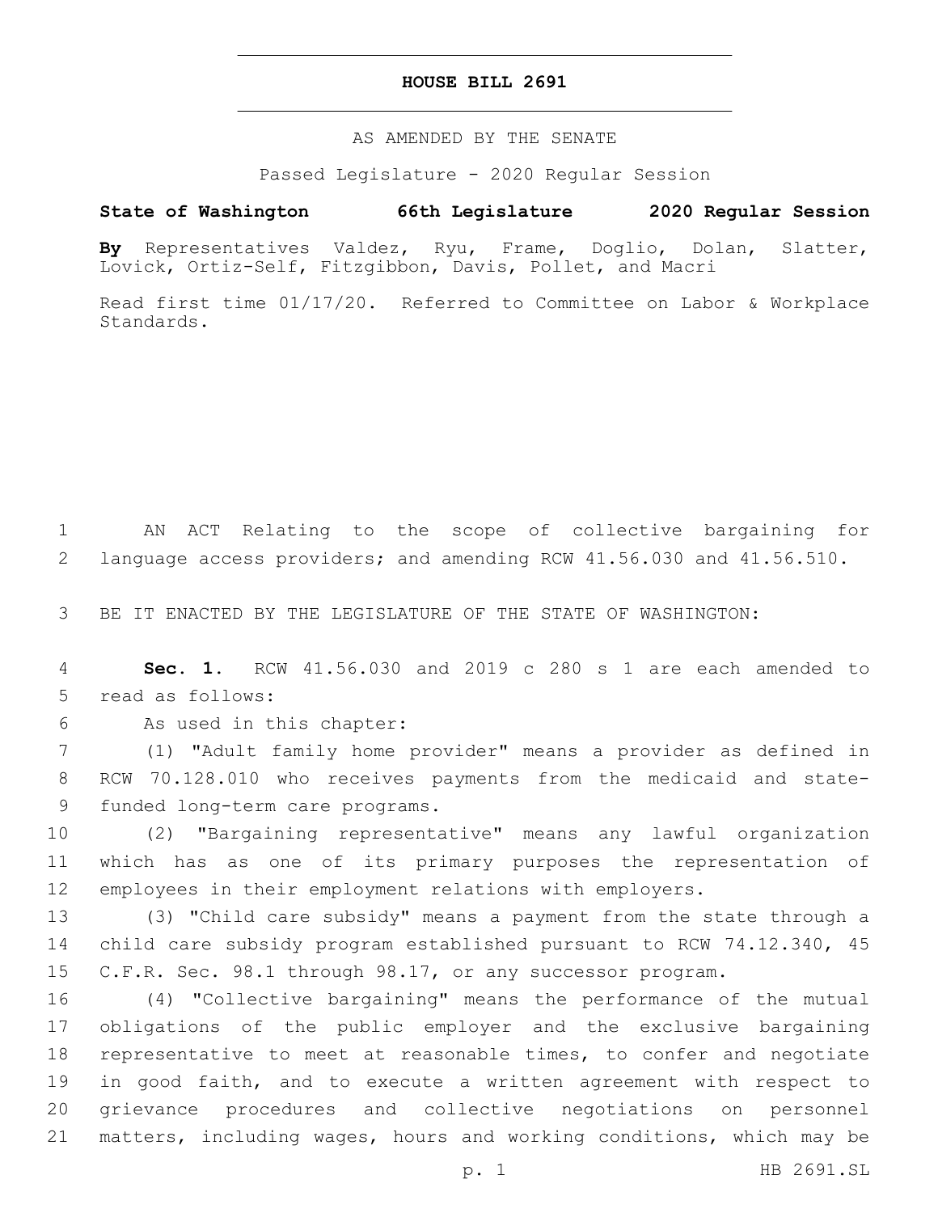# HOUSE BILL 2691

AS AMENDED BY THE SENATE

Passed Legislature - 2020 Regular Session

**State of Washington 66th Legislature 2020 Regular Session**

**By** Representatives Valdez, Ryu, Frame, Doglio, Dolan, Slatter, Lovick, Ortiz-Self, Fitzgibbon, Davis, Pollet, and Macri

Read first time 01/17/20. Referred to Committee on Labor & Workplace Standards.

1 AN ACT Relating to the scope of collective bargaining for
2 language access providers; and amending RCW 41.56.030 and 41.56.510.

3 BE IT ENACTED BY THE LEGISLATURE OF THE STATE OF WASHINGTON:

4 **Sec. 1.** RCW 41.56.030 and 2019 c 280 s 1 are each amended to
5 read as follows:

6 As used in this chapter:

7 (1) "Adult family home provider" means a provider as defined in
8 RCW 70.128.010 who receives payments from the medicaid and state-
9 funded long-term care programs.

10 (2) "Bargaining representative" means any lawful organization
11 which has as one of its primary purposes the representation of
12 employees in their employment relations with employers.

13 (3) "Child care subsidy" means a payment from the state through a
14 child care subsidy program established pursuant to RCW 74.12.340, 45
15 C.F.R. Sec. 98.1 through 98.17, or any successor program.

16 (4) "Collective bargaining" means the performance of the mutual
17 obligations of the public employer and the exclusive bargaining
18 representative to meet at reasonable times, to confer and negotiate
19 in good faith, and to execute a written agreement with respect to
20 grievance procedures and collective negotiations on personnel
21 matters, including wages, hours and working conditions, which may be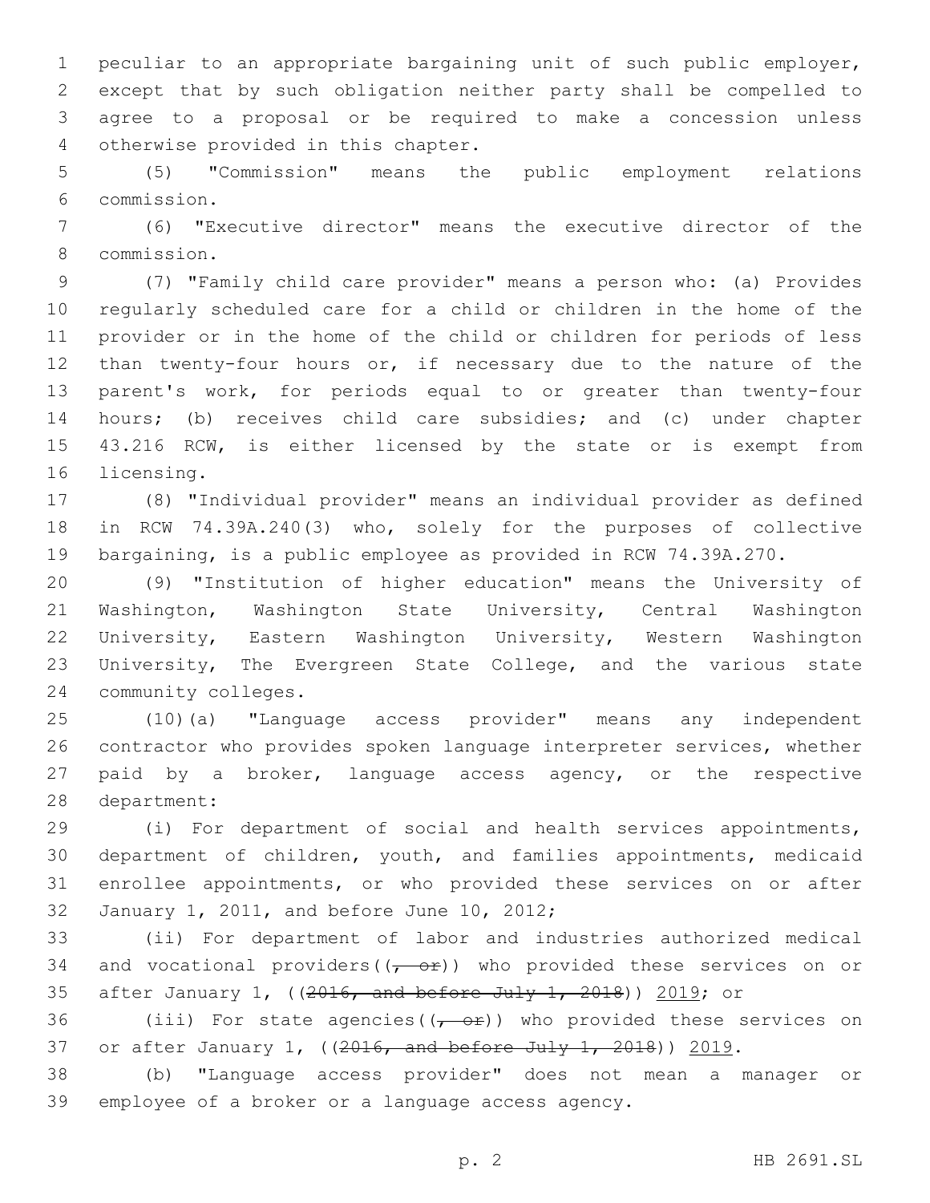peculiar to an appropriate bargaining unit of such public employer, except that by such obligation neither party shall be compelled to agree to a proposal or be required to make a concession unless otherwise provided in this chapter.

(5) "Commission" means the public employment relations commission.

(6) "Executive director" means the executive director of the commission.

(7) "Family child care provider" means a person who: (a) Provides regularly scheduled care for a child or children in the home of the provider or in the home of the child or children for periods of less than twenty-four hours or, if necessary due to the nature of the parent's work, for periods equal to or greater than twenty-four hours; (b) receives child care subsidies; and (c) under chapter 43.216 RCW, is either licensed by the state or is exempt from licensing.

(8) "Individual provider" means an individual provider as defined in RCW 74.39A.240(3) who, solely for the purposes of collective bargaining, is a public employee as provided in RCW 74.39A.270.

(9) "Institution of higher education" means the University of Washington, Washington State University, Central Washington University, Eastern Washington University, Western Washington University, The Evergreen State College, and the various state community colleges.

(10)(a) "Language access provider" means any independent contractor who provides spoken language interpreter services, whether paid by a broker, language access agency, or the respective department:

(i) For department of social and health services appointments, department of children, youth, and families appointments, medicaid enrollee appointments, or who provided these services on or after January 1, 2011, and before June 10, 2012;

(ii) For department of labor and industries authorized medical and vocational providers((~~, or~~)) who provided these services on or after January 1, ((~~2016, and before July 1, 2018~~)) 2019; or

(iii) For state agencies((~~, or~~)) who provided these services on or after January 1, ((~~2016, and before July 1, 2018~~)) 2019.

(b) "Language access provider" does not mean a manager or employee of a broker or a language access agency.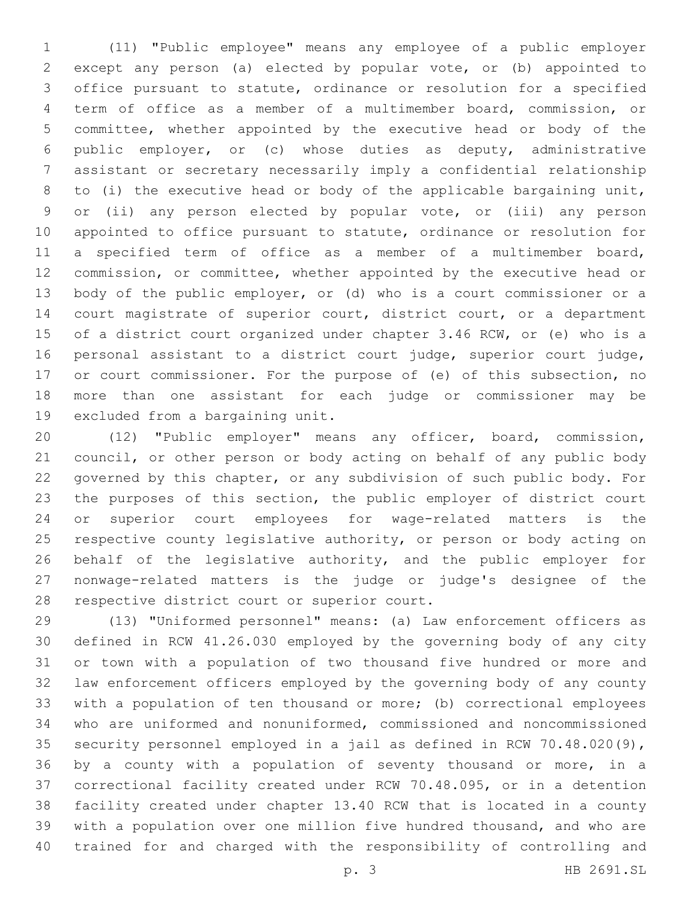(11) "Public employee" means any employee of a public employer except any person (a) elected by popular vote, or (b) appointed to office pursuant to statute, ordinance or resolution for a specified term of office as a member of a multimember board, commission, or committee, whether appointed by the executive head or body of the public employer, or (c) whose duties as deputy, administrative assistant or secretary necessarily imply a confidential relationship to (i) the executive head or body of the applicable bargaining unit, or (ii) any person elected by popular vote, or (iii) any person appointed to office pursuant to statute, ordinance or resolution for a specified term of office as a member of a multimember board, commission, or committee, whether appointed by the executive head or body of the public employer, or (d) who is a court commissioner or a court magistrate of superior court, district court, or a department of a district court organized under chapter 3.46 RCW, or (e) who is a personal assistant to a district court judge, superior court judge, or court commissioner. For the purpose of (e) of this subsection, no more than one assistant for each judge or commissioner may be excluded from a bargaining unit.

(12) "Public employer" means any officer, board, commission, council, or other person or body acting on behalf of any public body governed by this chapter, or any subdivision of such public body. For the purposes of this section, the public employer of district court or superior court employees for wage-related matters is the respective county legislative authority, or person or body acting on behalf of the legislative authority, and the public employer for nonwage-related matters is the judge or judge's designee of the respective district court or superior court.

(13) "Uniformed personnel" means: (a) Law enforcement officers as defined in RCW 41.26.030 employed by the governing body of any city or town with a population of two thousand five hundred or more and law enforcement officers employed by the governing body of any county with a population of ten thousand or more; (b) correctional employees who are uniformed and nonuniformed, commissioned and noncommissioned security personnel employed in a jail as defined in RCW 70.48.020(9), by a county with a population of seventy thousand or more, in a correctional facility created under RCW 70.48.095, or in a detention facility created under chapter 13.40 RCW that is located in a county with a population over one million five hundred thousand, and who are trained for and charged with the responsibility of controlling and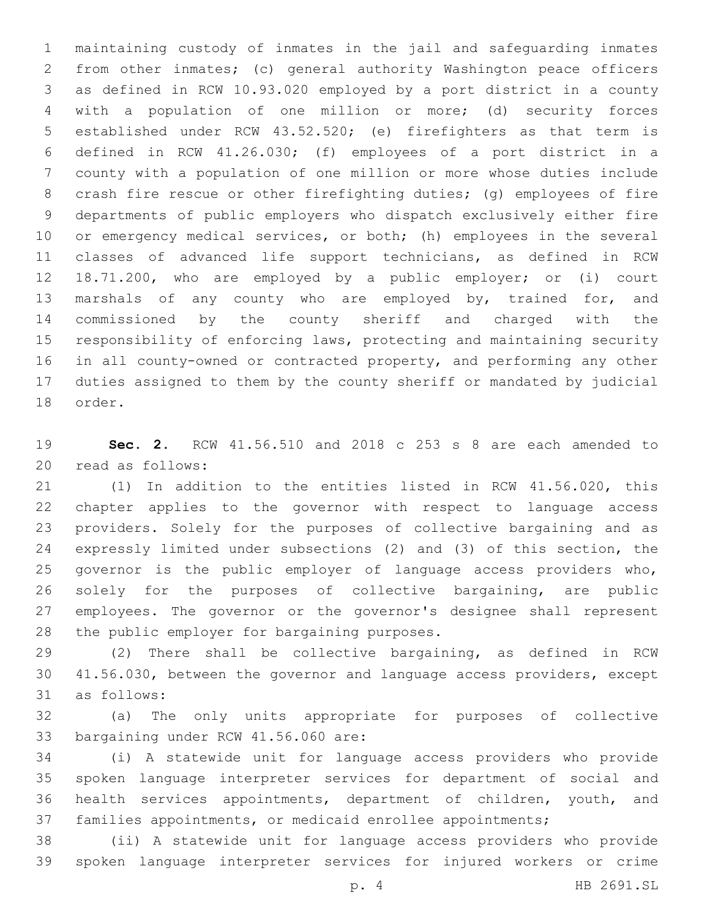maintaining custody of inmates in the jail and safeguarding inmates from other inmates; (c) general authority Washington peace officers as defined in RCW 10.93.020 employed by a port district in a county with a population of one million or more; (d) security forces established under RCW 43.52.520; (e) firefighters as that term is defined in RCW 41.26.030; (f) employees of a port district in a county with a population of one million or more whose duties include crash fire rescue or other firefighting duties; (g) employees of fire departments of public employers who dispatch exclusively either fire or emergency medical services, or both; (h) employees in the several classes of advanced life support technicians, as defined in RCW 18.71.200, who are employed by a public employer; or (i) court marshals of any county who are employed by, trained for, and commissioned by the county sheriff and charged with the responsibility of enforcing laws, protecting and maintaining security in all county-owned or contracted property, and performing any other duties assigned to them by the county sheriff or mandated by judicial order.

**Sec. 2.** RCW 41.56.510 and 2018 c 253 s 8 are each amended to read as follows:

(1) In addition to the entities listed in RCW 41.56.020, this chapter applies to the governor with respect to language access providers. Solely for the purposes of collective bargaining and as expressly limited under subsections (2) and (3) of this section, the governor is the public employer of language access providers who, solely for the purposes of collective bargaining, are public employees. The governor or the governor's designee shall represent the public employer for bargaining purposes.

(2) There shall be collective bargaining, as defined in RCW 41.56.030, between the governor and language access providers, except as follows:

(a) The only units appropriate for purposes of collective bargaining under RCW 41.56.060 are:

(i) A statewide unit for language access providers who provide spoken language interpreter services for department of social and health services appointments, department of children, youth, and families appointments, or medicaid enrollee appointments;

(ii) A statewide unit for language access providers who provide spoken language interpreter services for injured workers or crime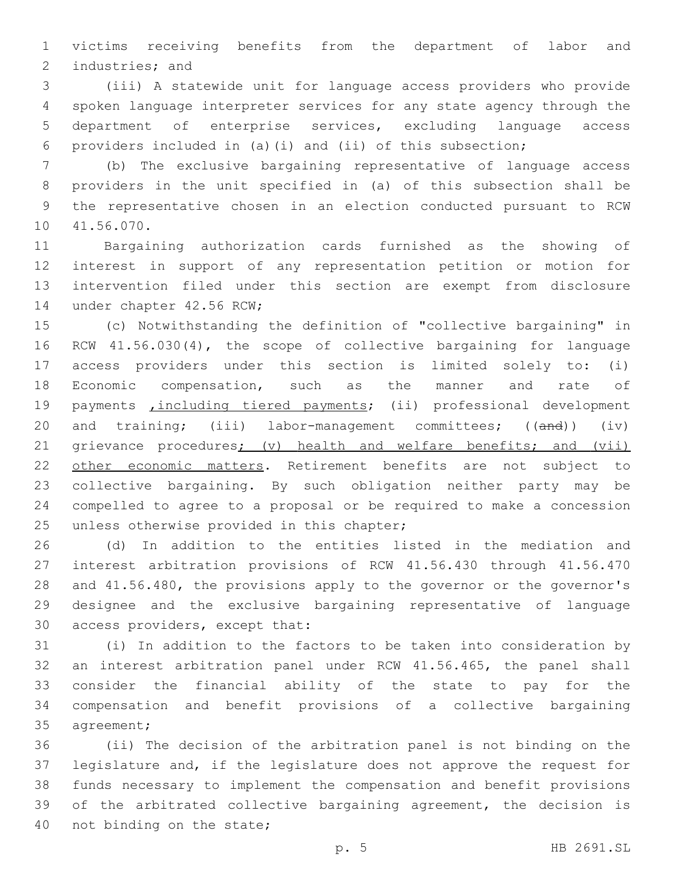victims receiving benefits from the department of labor and industries; and

(iii) A statewide unit for language access providers who provide spoken language interpreter services for any state agency through the department of enterprise services, excluding language access providers included in (a)(i) and (ii) of this subsection;

(b) The exclusive bargaining representative of language access providers in the unit specified in (a) of this subsection shall be the representative chosen in an election conducted pursuant to RCW 41.56.070.

Bargaining authorization cards furnished as the showing of interest in support of any representation petition or motion for intervention filed under this section are exempt from disclosure under chapter 42.56 RCW;

(c) Notwithstanding the definition of "collective bargaining" in RCW 41.56.030(4), the scope of collective bargaining for language access providers under this section is limited solely to: (i) Economic compensation, such as the manner and rate of payments <u>,including tiered payments</u>; (ii) professional development and training; (iii) labor-management committees; ((~~and~~)) (iv) grievance procedures<u>; (v) health and welfare benefits; and (vii) other economic matters</u>. Retirement benefits are not subject to collective bargaining. By such obligation neither party may be compelled to agree to a proposal or be required to make a concession unless otherwise provided in this chapter;

(d) In addition to the entities listed in the mediation and interest arbitration provisions of RCW 41.56.430 through 41.56.470 and 41.56.480, the provisions apply to the governor or the governor's designee and the exclusive bargaining representative of language access providers, except that:

(i) In addition to the factors to be taken into consideration by an interest arbitration panel under RCW 41.56.465, the panel shall consider the financial ability of the state to pay for the compensation and benefit provisions of a collective bargaining agreement;

(ii) The decision of the arbitration panel is not binding on the legislature and, if the legislature does not approve the request for funds necessary to implement the compensation and benefit provisions of the arbitrated collective bargaining agreement, the decision is not binding on the state;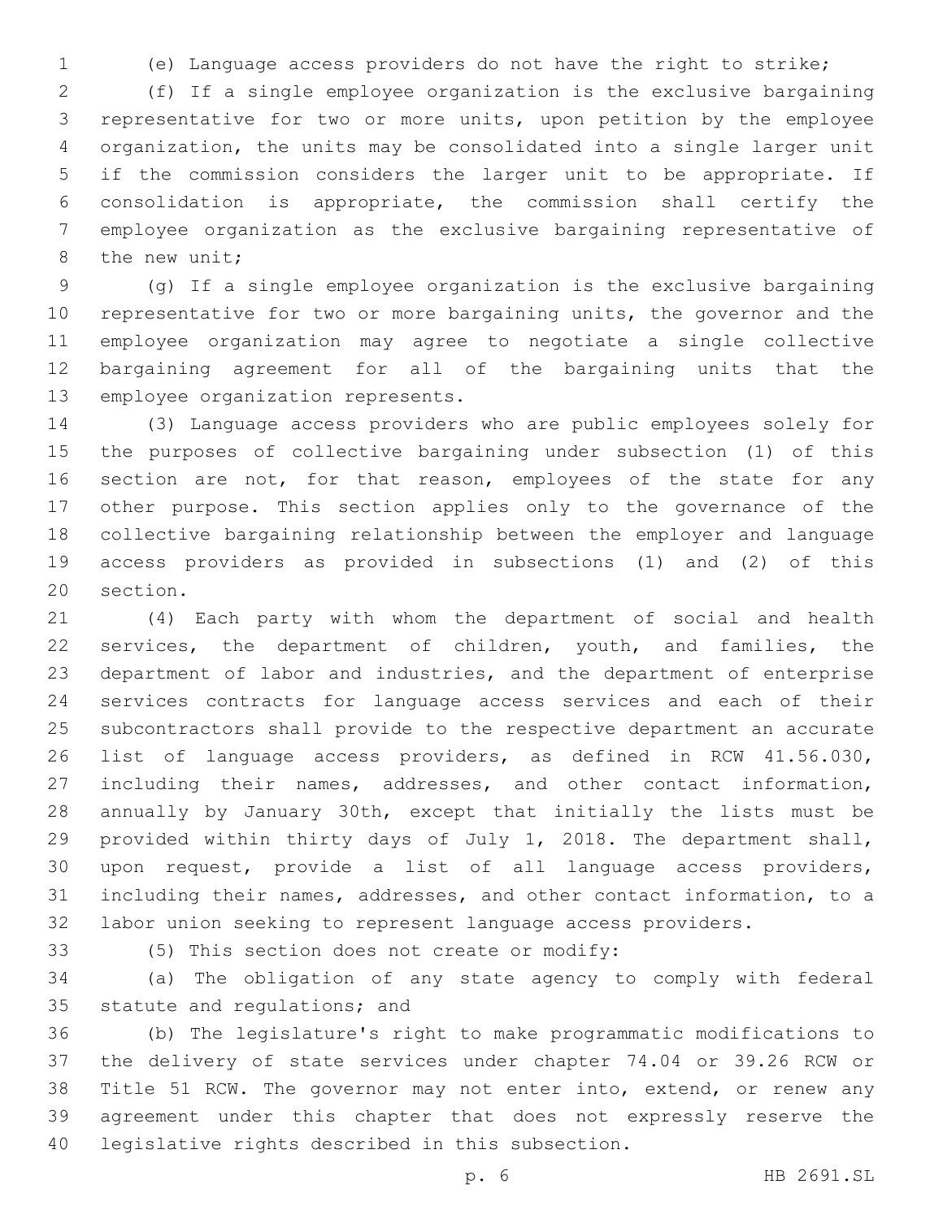(e) Language access providers do not have the right to strike;

(f) If a single employee organization is the exclusive bargaining representative for two or more units, upon petition by the employee organization, the units may be consolidated into a single larger unit if the commission considers the larger unit to be appropriate. If consolidation is appropriate, the commission shall certify the employee organization as the exclusive bargaining representative of the new unit;

(g) If a single employee organization is the exclusive bargaining representative for two or more bargaining units, the governor and the employee organization may agree to negotiate a single collective bargaining agreement for all of the bargaining units that the employee organization represents.

(3) Language access providers who are public employees solely for the purposes of collective bargaining under subsection (1) of this section are not, for that reason, employees of the state for any other purpose. This section applies only to the governance of the collective bargaining relationship between the employer and language access providers as provided in subsections (1) and (2) of this section.

(4) Each party with whom the department of social and health services, the department of children, youth, and families, the department of labor and industries, and the department of enterprise services contracts for language access services and each of their subcontractors shall provide to the respective department an accurate list of language access providers, as defined in RCW 41.56.030, including their names, addresses, and other contact information, annually by January 30th, except that initially the lists must be provided within thirty days of July 1, 2018. The department shall, upon request, provide a list of all language access providers, including their names, addresses, and other contact information, to a labor union seeking to represent language access providers.

(5) This section does not create or modify:

(a) The obligation of any state agency to comply with federal statute and regulations; and

(b) The legislature's right to make programmatic modifications to the delivery of state services under chapter 74.04 or 39.26 RCW or Title 51 RCW. The governor may not enter into, extend, or renew any agreement under this chapter that does not expressly reserve the legislative rights described in this subsection.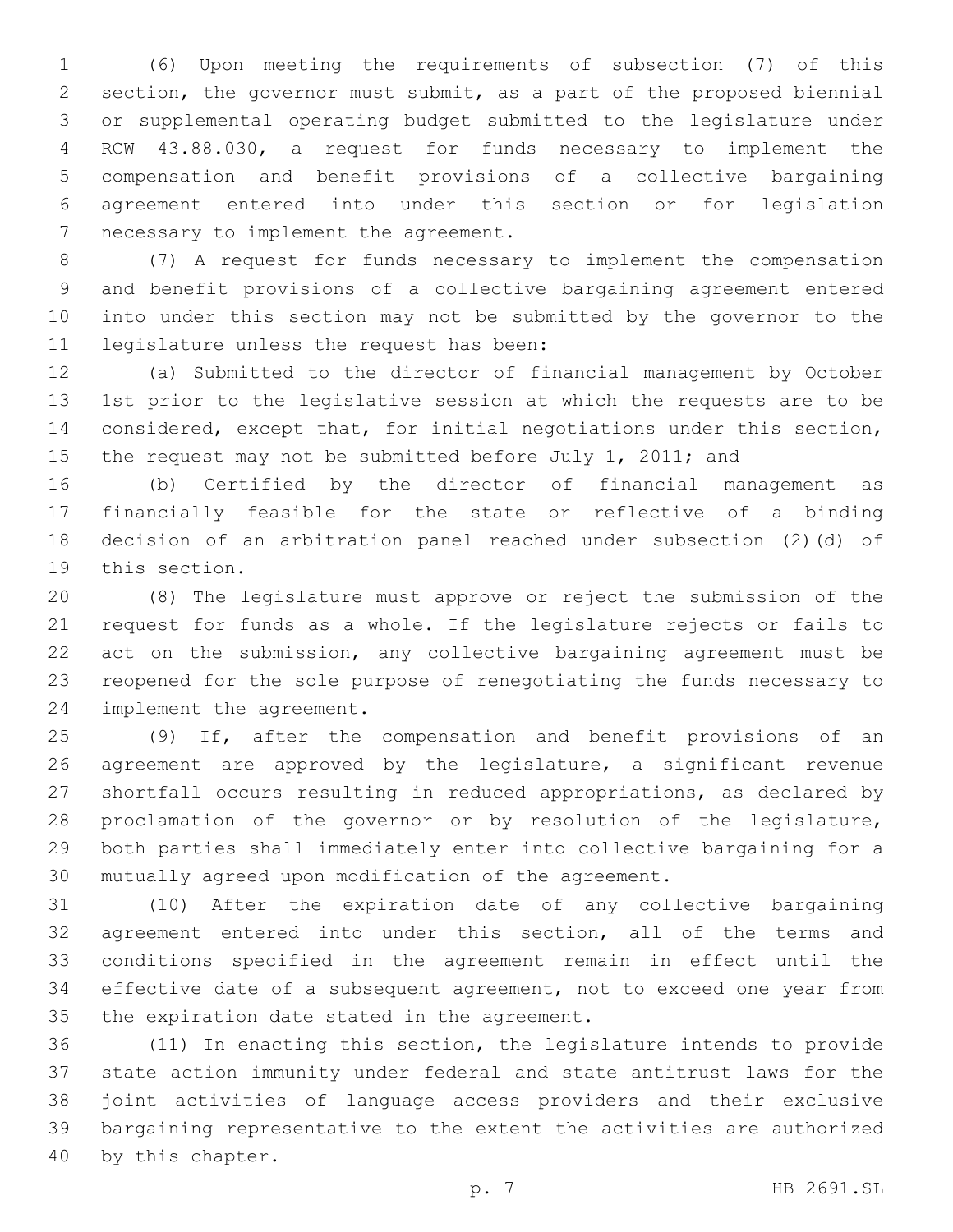(6) Upon meeting the requirements of subsection (7) of this section, the governor must submit, as a part of the proposed biennial or supplemental operating budget submitted to the legislature under RCW 43.88.030, a request for funds necessary to implement the compensation and benefit provisions of a collective bargaining agreement entered into under this section or for legislation necessary to implement the agreement.

(7) A request for funds necessary to implement the compensation and benefit provisions of a collective bargaining agreement entered into under this section may not be submitted by the governor to the legislature unless the request has been:

(a) Submitted to the director of financial management by October 1st prior to the legislative session at which the requests are to be considered, except that, for initial negotiations under this section, the request may not be submitted before July 1, 2011; and

(b) Certified by the director of financial management as financially feasible for the state or reflective of a binding decision of an arbitration panel reached under subsection (2)(d) of this section.

(8) The legislature must approve or reject the submission of the request for funds as a whole. If the legislature rejects or fails to act on the submission, any collective bargaining agreement must be reopened for the sole purpose of renegotiating the funds necessary to implement the agreement.

(9) If, after the compensation and benefit provisions of an agreement are approved by the legislature, a significant revenue shortfall occurs resulting in reduced appropriations, as declared by proclamation of the governor or by resolution of the legislature, both parties shall immediately enter into collective bargaining for a mutually agreed upon modification of the agreement.

(10) After the expiration date of any collective bargaining agreement entered into under this section, all of the terms and conditions specified in the agreement remain in effect until the effective date of a subsequent agreement, not to exceed one year from the expiration date stated in the agreement.

(11) In enacting this section, the legislature intends to provide state action immunity under federal and state antitrust laws for the joint activities of language access providers and their exclusive bargaining representative to the extent the activities are authorized by this chapter.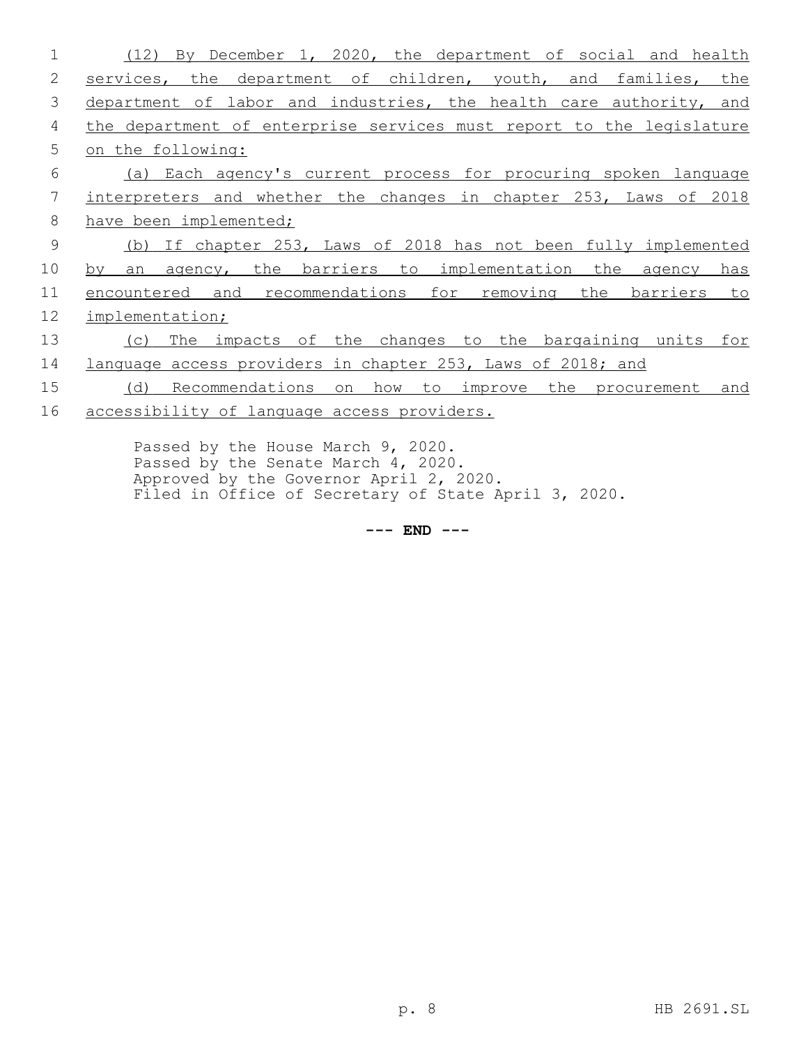(12) By December 1, 2020, the department of social and health services, the department of children, youth, and families, the department of labor and industries, the health care authority, and the department of enterprise services must report to the legislature on the following:

(a) Each agency's current process for procuring spoken language interpreters and whether the changes in chapter 253, Laws of 2018 have been implemented;

(b) If chapter 253, Laws of 2018 has not been fully implemented by an agency, the barriers to implementation the agency has encountered and recommendations for removing the barriers to implementation;

(c) The impacts of the changes to the bargaining units for language access providers in chapter 253, Laws of 2018; and

(d) Recommendations on how to improve the procurement and accessibility of language access providers.

Passed by the House March 9, 2020.
Passed by the Senate March 4, 2020.
Approved by the Governor April 2, 2020.
Filed in Office of Secretary of State April 3, 2020.

**--- END ---**